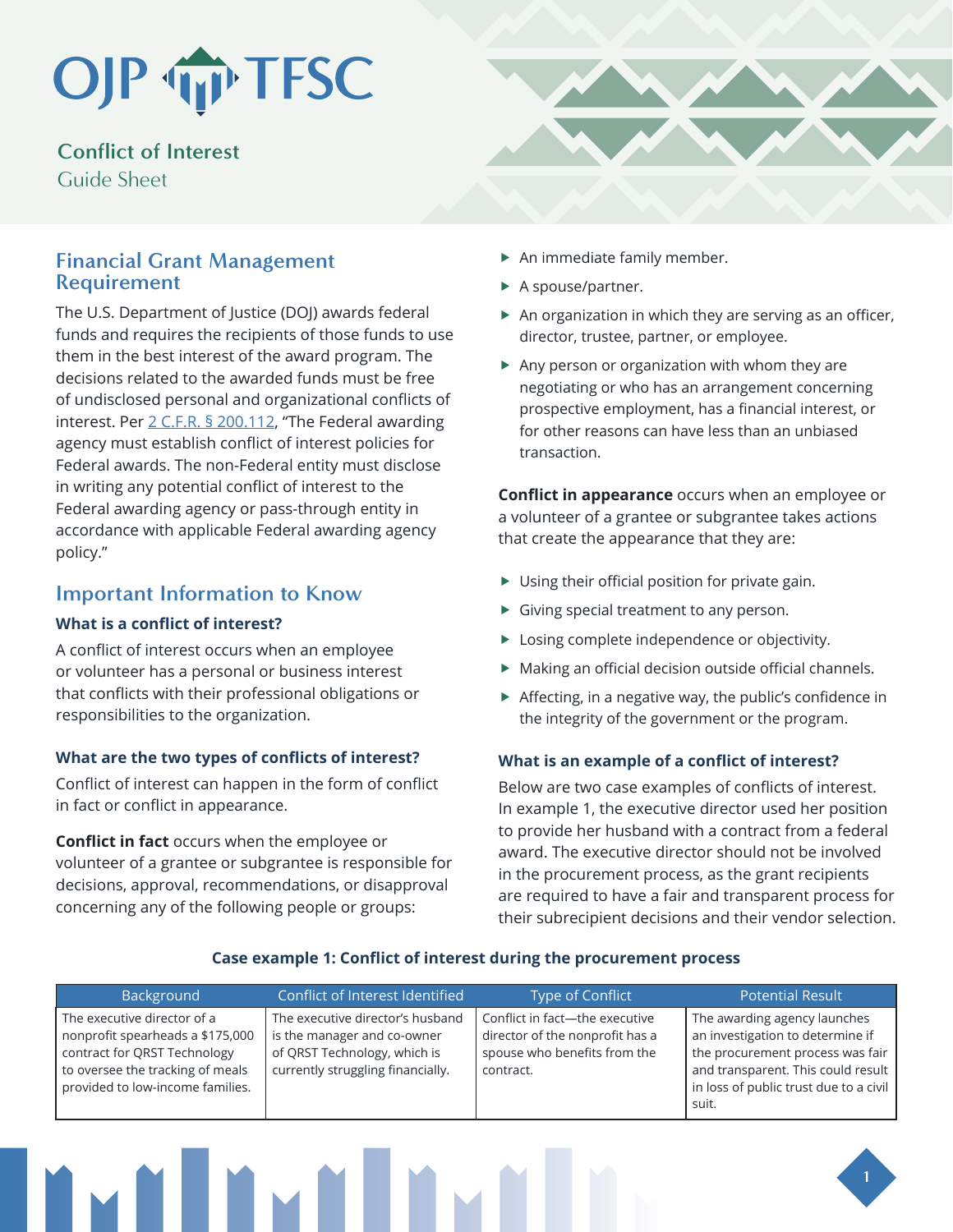# OJP TFSC

## Conflict of Interest
Guide Sheet

## Financial Grant Management Requirement

The U.S. Department of Justice (DOJ) awards federal funds and requires the recipients of those funds to use them in the best interest of the award program. The decisions related to the awarded funds must be free of undisclosed personal and organizational conflicts of interest. Per [2 C.F.R. § 200.112](), "The Federal awarding agency must establish conflict of interest policies for Federal awards. The non-Federal entity must disclose in writing any potential conflict of interest to the Federal awarding agency or pass-through entity in accordance with applicable Federal awarding agency policy."

## Important Information to Know

### What is a conflict of interest?

A conflict of interest occurs when an employee or volunteer has a personal or business interest that conflicts with their professional obligations or responsibilities to the organization.

### What are the two types of conflicts of interest?

Conflict of interest can happen in the form of conflict in fact or conflict in appearance.

**Conflict in fact** occurs when the employee or volunteer of a grantee or subgrantee is responsible for decisions, approval, recommendations, or disapproval concerning any of the following people or groups:

- An immediate family member.
- A spouse/partner.
- An organization in which they are serving as an officer, director, trustee, partner, or employee.
- Any person or organization with whom they are negotiating or who has an arrangement concerning prospective employment, has a financial interest, or for other reasons can have less than an unbiased transaction.

**Conflict in appearance** occurs when an employee or a volunteer of a grantee or subgrantee takes actions that create the appearance that they are:

- Using their official position for private gain.
- Giving special treatment to any person.
- Losing complete independence or objectivity.
- Making an official decision outside official channels.
- Affecting, in a negative way, the public's confidence in the integrity of the government or the program.

### What is an example of a conflict of interest?

Below are two case examples of conflicts of interest. In example 1, the executive director used her position to provide her husband with a contract from a federal award. The executive director should not be involved in the procurement process, as the grant recipients are required to have a fair and transparent process for their subrecipient decisions and their vendor selection.

**Case example 1: Conflict of interest during the procurement process**

| Background | Conflict of Interest Identified | Type of Conflict | Potential Result |
| --- | --- | --- | --- |
| The executive director of a nonprofit spearheads a $175,000 contract for QRST Technology to oversee the tracking of meals provided to low-income families. | The executive director's husband is the manager and co-owner of QRST Technology, which is currently struggling financially. | Conflict in fact—the executive director of the nonprofit has a spouse who benefits from the contract. | The awarding agency launches an investigation to determine if the procurement process was fair and transparent. This could result in loss of public trust due to a civil suit. |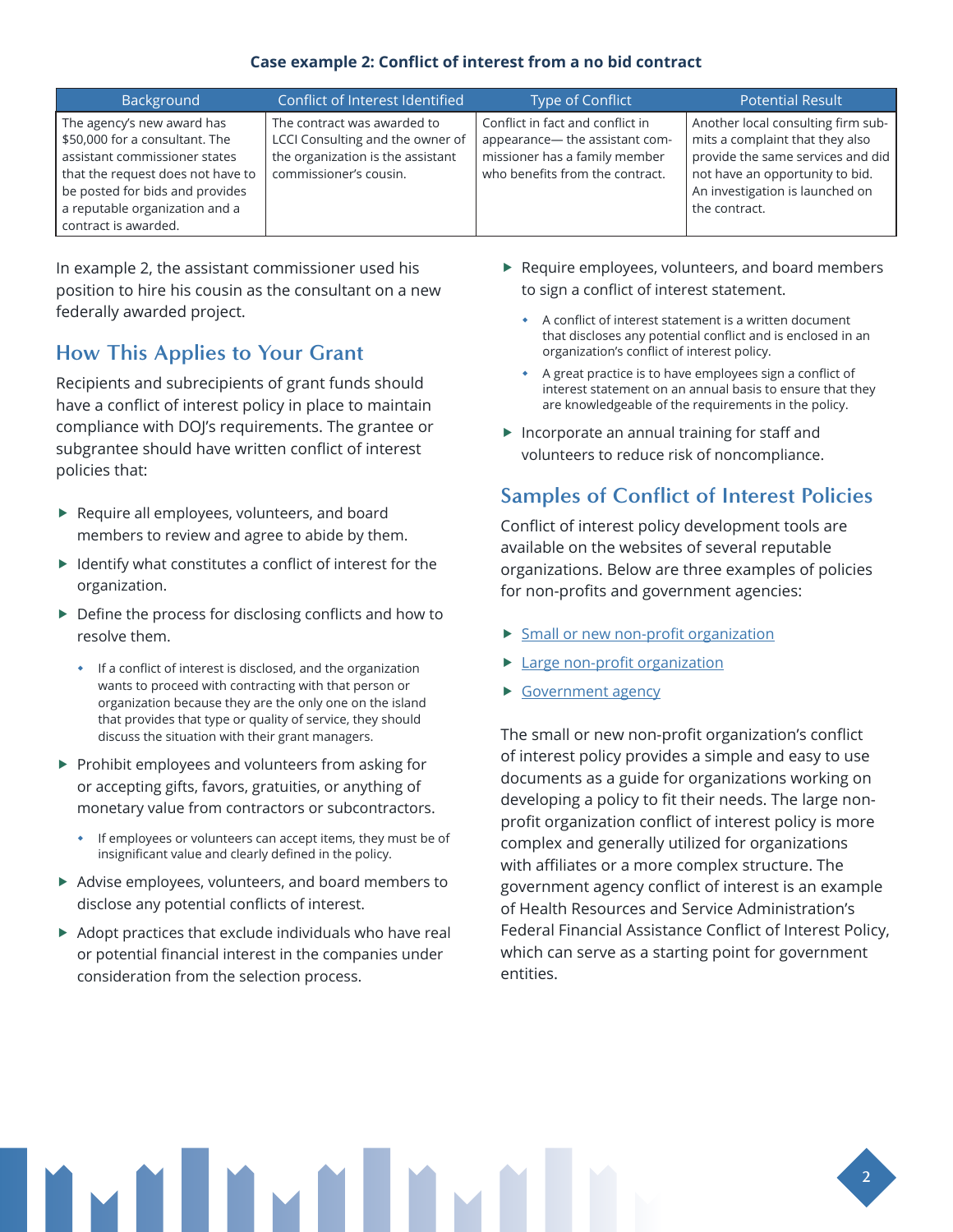**Case example 2: Conflict of interest from a no bid contract**

| Background | Conflict of Interest Identified | Type of Conflict | Potential Result |
|---|---|---|---|
| The agency's new award has $50,000 for a consultant. The assistant commissioner states that the request does not have to be posted for bids and provides a reputable organization and a contract is awarded. | The contract was awarded to LCCI Consulting and the owner of the organization is the assistant commissioner's cousin. | Conflict in fact and conflict in appearance— the assistant commissioner has a family member who benefits from the contract. | Another local consulting firm submits a complaint that they also provide the same services and did not have an opportunity to bid. An investigation is launched on the contract. |

In example 2, the assistant commissioner used his position to hire his cousin as the consultant on a new federally awarded project.

## How This Applies to Your Grant

Recipients and subrecipients of grant funds should have a conflict of interest policy in place to maintain compliance with DOJ's requirements. The grantee or subgrantee should have written conflict of interest policies that:

- Require all employees, volunteers, and board members to review and agree to abide by them.
- Identify what constitutes a conflict of interest for the organization.
- Define the process for disclosing conflicts and how to resolve them.
  - If a conflict of interest is disclosed, and the organization wants to proceed with contracting with that person or organization because they are the only one on the island that provides that type or quality of service, they should discuss the situation with their grant managers.
- Prohibit employees and volunteers from asking for or accepting gifts, favors, gratuities, or anything of monetary value from contractors or subcontractors.
  - If employees or volunteers can accept items, they must be of insignificant value and clearly defined in the policy.
- Advise employees, volunteers, and board members to disclose any potential conflicts of interest.
- Adopt practices that exclude individuals who have real or potential financial interest in the companies under consideration from the selection process.
- Require employees, volunteers, and board members to sign a conflict of interest statement.
  - A conflict of interest statement is a written document that discloses any potential conflict and is enclosed in an organization's conflict of interest policy.
  - A great practice is to have employees sign a conflict of interest statement on an annual basis to ensure that they are knowledgeable of the requirements in the policy.
- Incorporate an annual training for staff and volunteers to reduce risk of noncompliance.

## Samples of Conflict of Interest Policies

Conflict of interest policy development tools are available on the websites of several reputable organizations. Below are three examples of policies for non-profits and government agencies:

- Small or new non-profit organization
- Large non-profit organization
- Government agency

The small or new non-profit organization's conflict of interest policy provides a simple and easy to use documents as a guide for organizations working on developing a policy to fit their needs. The large non-profit organization conflict of interest policy is more complex and generally utilized for organizations with affiliates or a more complex structure. The government agency conflict of interest is an example of Health Resources and Service Administration's Federal Financial Assistance Conflict of Interest Policy, which can serve as a starting point for government entities.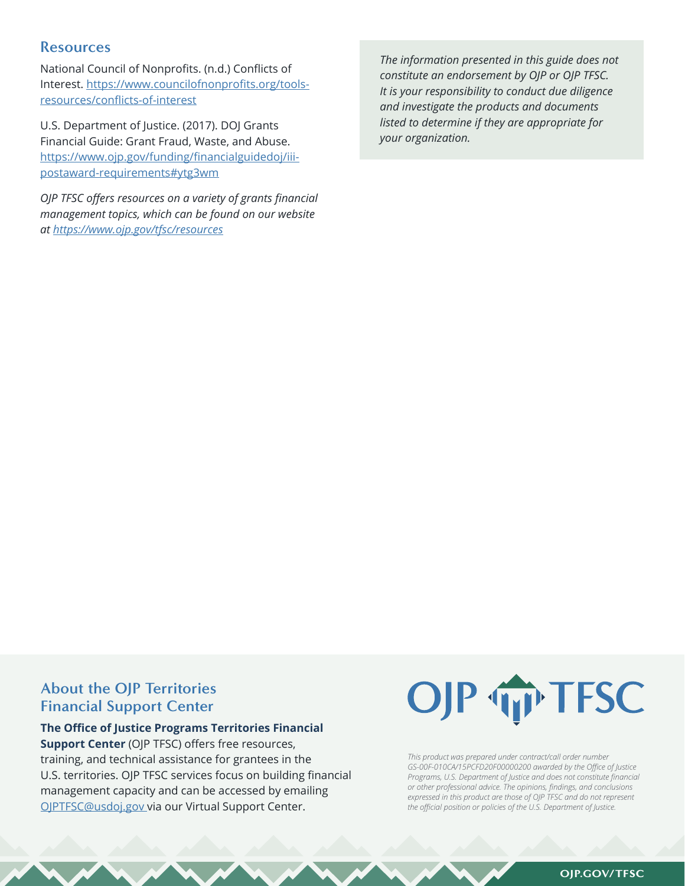## Resources

National Council of Nonprofits. (n.d.) Conflicts of Interest. https://www.councilofnonprofits.org/tools-resources/conflicts-of-interest

U.S. Department of Justice. (2017). DOJ Grants Financial Guide: Grant Fraud, Waste, and Abuse. https://www.ojp.gov/funding/financialguidedoj/iii-postaward-requirements#ytg3wm

*OJP TFSC offers resources on a variety of grants financial management topics, which can be found on our website at https://www.ojp.gov/tfsc/resources*

*The information presented in this guide does not constitute an endorsement by OJP or OJP TFSC. It is your responsibility to conduct due diligence and investigate the products and documents listed to determine if they are appropriate for your organization.*

## About the OJP Territories Financial Support Center

**The Office of Justice Programs Territories Financial Support Center** (OJP TFSC) offers free resources, training, and technical assistance for grantees in the U.S. territories. OJP TFSC services focus on building financial management capacity and can be accessed by emailing OJPTFSC@usdoj.gov via our Virtual Support Center.

OJP TFSC

*This product was prepared under contract/call order number GS-00F-010CA/15PCFD20F00000200 awarded by the Office of Justice Programs, U.S. Department of Justice and does not constitute financial or other professional advice. The opinions, findings, and conclusions expressed in this product are those of OJP TFSC and do not represent the official position or policies of the U.S. Department of Justice.*

OJP.GOV/TFSC